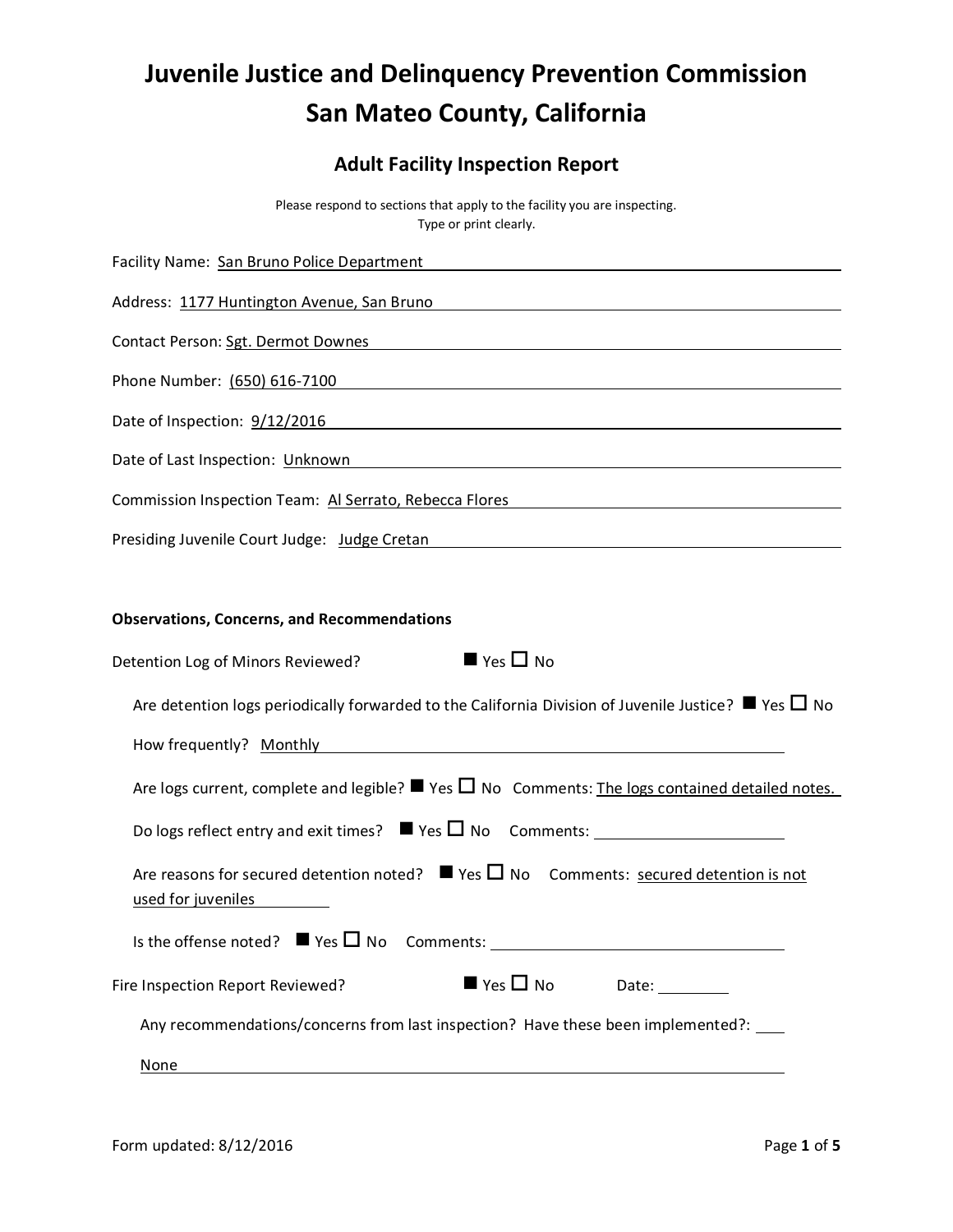# Juvenile Justice and Delinquency Prevention Commission
# San Mateo County, California

## Adult Facility Inspection Report

Please respond to sections that apply to the facility you are inspecting.
Type or print clearly.

Facility Name: San Bruno Police Department

Address: 1177 Huntington Avenue, San Bruno

Contact Person: Sgt. Dermot Downes

Phone Number: (650) 616-7100

Date of Inspection: 9/12/2016

Date of Last Inspection: Unknown

Commission Inspection Team: Al Serrato, Rebecca Flores

Presiding Juvenile Court Judge: Judge Cretan

**Observations, Concerns, and Recommendations**

Detention Log of Minors Reviewed? ■ Yes ☐ No

- Are detention logs periodically forwarded to the California Division of Juvenile Justice? ■ Yes ☐ No
- How frequently? Monthly
- Are logs current, complete and legible? ■ Yes ☐ No Comments: The logs contained detailed notes.
- Do logs reflect entry and exit times? ■ Yes ☐ No Comments:
- Are reasons for secured detention noted? ■ Yes ☐ No Comments: secured detention is not used for juveniles
- Is the offense noted? ■ Yes ☐ No Comments:

Fire Inspection Report Reviewed? ■ Yes ☐ No Date:

- Any recommendations/concerns from last inspection? Have these been implemented?: None

Form updated: 8/12/2016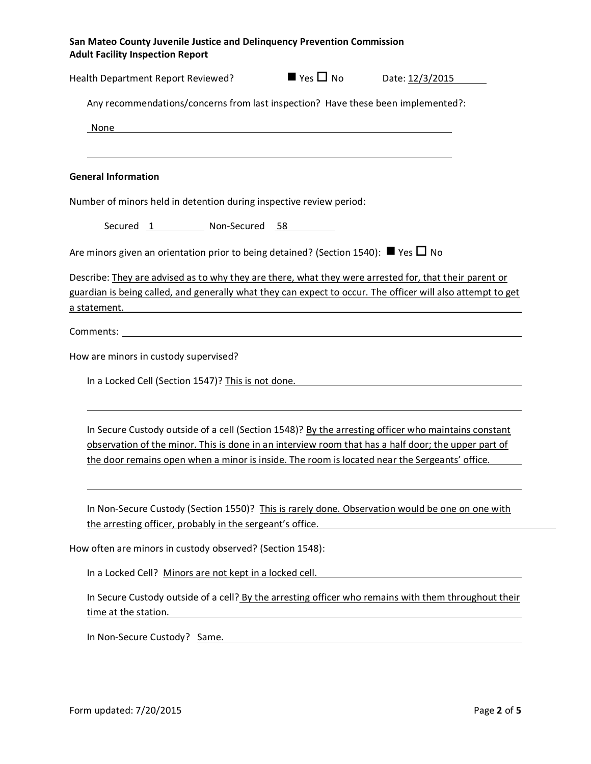**San Mateo County Juvenile Justice and Delinquency Prevention Commission**
**Adult Facility Inspection Report**

Health Department Report Reviewed? ■ Yes ☐ No Date: 12/3/2015

Any recommendations/concerns from last inspection? Have these been implemented?:

None

**General Information**

Number of minors held in detention during inspective review period:

Secured 1 Non-Secured 58

Are minors given an orientation prior to being detained? (Section 1540): ■ Yes ☐ No

Describe: They are advised as to why they are there, what they were arrested for, that their parent or guardian is being called, and generally what they can expect to occur. The officer will also attempt to get a statement.

Comments:

How are minors in custody supervised?

In a Locked Cell (Section 1547)? This is not done.

In Secure Custody outside of a cell (Section 1548)? By the arresting officer who maintains constant observation of the minor. This is done in an interview room that has a half door; the upper part of the door remains open when a minor is inside. The room is located near the Sergeants' office.

In Non-Secure Custody (Section 1550)? This is rarely done. Observation would be one on one with the arresting officer, probably in the sergeant's office.

How often are minors in custody observed? (Section 1548):

In a Locked Cell? Minors are not kept in a locked cell.

In Secure Custody outside of a cell? By the arresting officer who remains with them throughout their time at the station.

In Non-Secure Custody? Same.

Form updated: 7/20/2015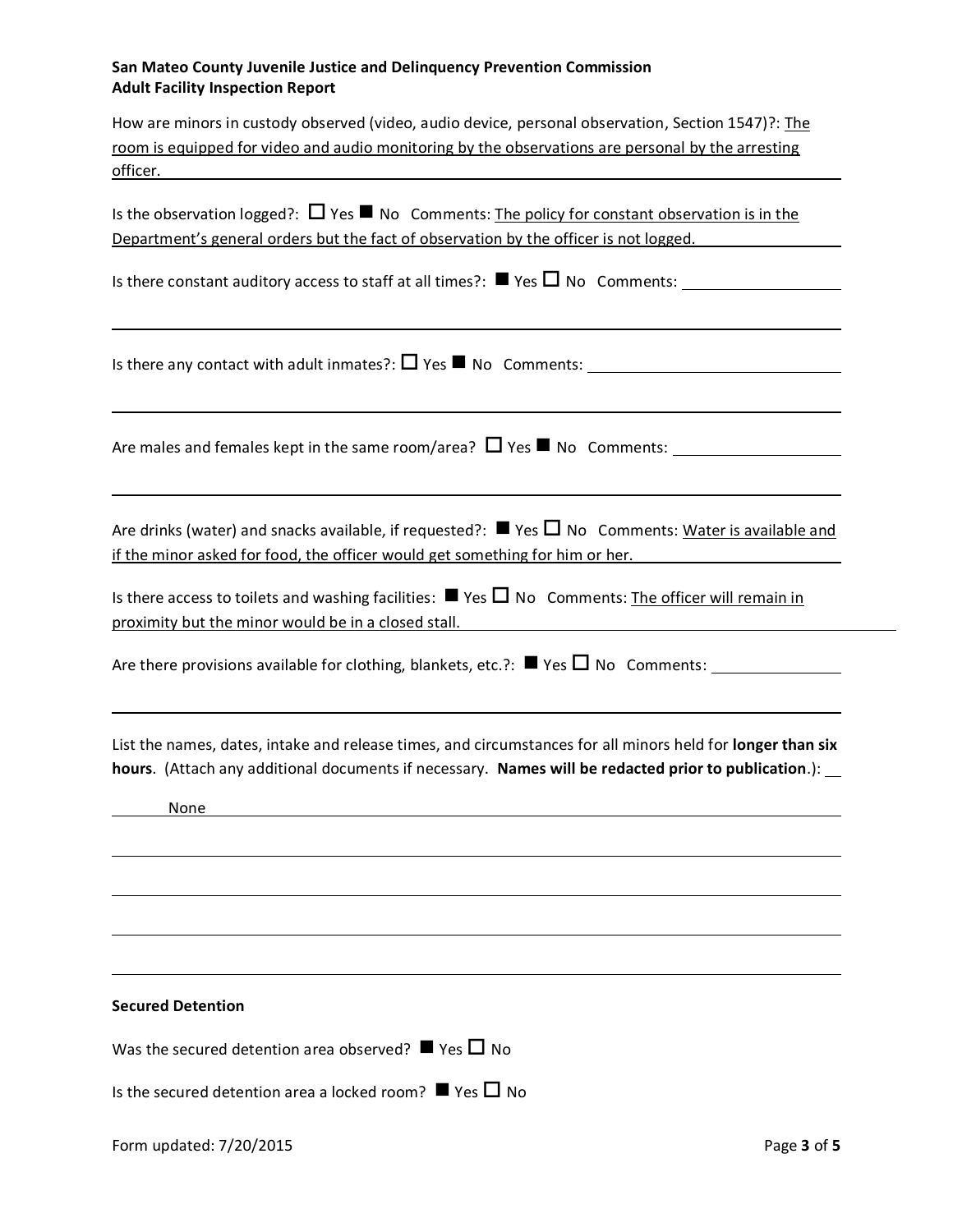**San Mateo County Juvenile Justice and Delinquency Prevention Commission**
**Adult Facility Inspection Report**

How are minors in custody observed (video, audio device, personal observation, Section 1547)?: The room is equipped for video and audio monitoring by the observations are personal by the arresting officer.

Is the observation logged?: ☐ Yes ■ No Comments: The policy for constant observation is in the Department's general orders but the fact of observation by the officer is not logged.

Is there constant auditory access to staff at all times?: ■ Yes ☐ No Comments:

Is there any contact with adult inmates?: ☐ Yes ■ No Comments:

Are males and females kept in the same room/area? ☐ Yes ■ No Comments:

Are drinks (water) and snacks available, if requested?: ■ Yes ☐ No Comments: Water is available and if the minor asked for food, the officer would get something for him or her.

Is there access to toilets and washing facilities: ■ Yes ☐ No Comments: The officer will remain in proximity but the minor would be in a closed stall.

Are there provisions available for clothing, blankets, etc.?: ■ Yes ☐ No Comments:

List the names, dates, intake and release times, and circumstances for all minors held for **longer than six hours**. (Attach any additional documents if necessary. **Names will be redacted prior to publication**.):

None

**Secured Detention**

Was the secured detention area observed? ■ Yes ☐ No

Is the secured detention area a locked room? ■ Yes ☐ No

Form updated: 7/20/2015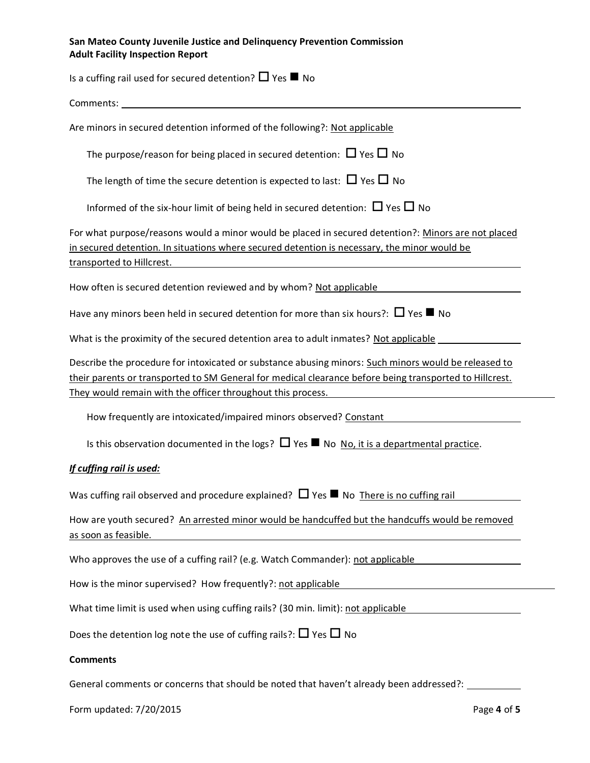Is a cuffing rail used for secured detention? ☐ Yes ■ No

Comments:

Are minors in secured detention informed of the following?: Not applicable

The purpose/reason for being placed in secured detention: ☐ Yes ☐ No

The length of time the secure detention is expected to last: ☐ Yes ☐ No

Informed of the six-hour limit of being held in secured detention: ☐ Yes ☐ No

For what purpose/reasons would a minor would be placed in secured detention?: Minors are not placed in secured detention. In situations where secured detention is necessary, the minor would be transported to Hillcrest.

How often is secured detention reviewed and by whom? Not applicable

Have any minors been held in secured detention for more than six hours?: ☐ Yes ■ No

What is the proximity of the secured detention area to adult inmates? Not applicable

Describe the procedure for intoxicated or substance abusing minors: Such minors would be released to their parents or transported to SM General for medical clearance before being transported to Hillcrest. They would remain with the officer throughout this process.

How frequently are intoxicated/impaired minors observed? Constant

Is this observation documented in the logs? ☐ Yes ■ No No, it is a departmental practice.

***If cuffing rail is used:***

Was cuffing rail observed and procedure explained? ☐ Yes ■ No There is no cuffing rail

How are youth secured? An arrested minor would be handcuffed but the handcuffs would be removed as soon as feasible.

Who approves the use of a cuffing rail? (e.g. Watch Commander): not applicable

How is the minor supervised? How frequently?: not applicable

What time limit is used when using cuffing rails? (30 min. limit): not applicable

Does the detention log note the use of cuffing rails?: ☐ Yes ☐ No

**Comments**

General comments or concerns that should be noted that haven't already been addressed?: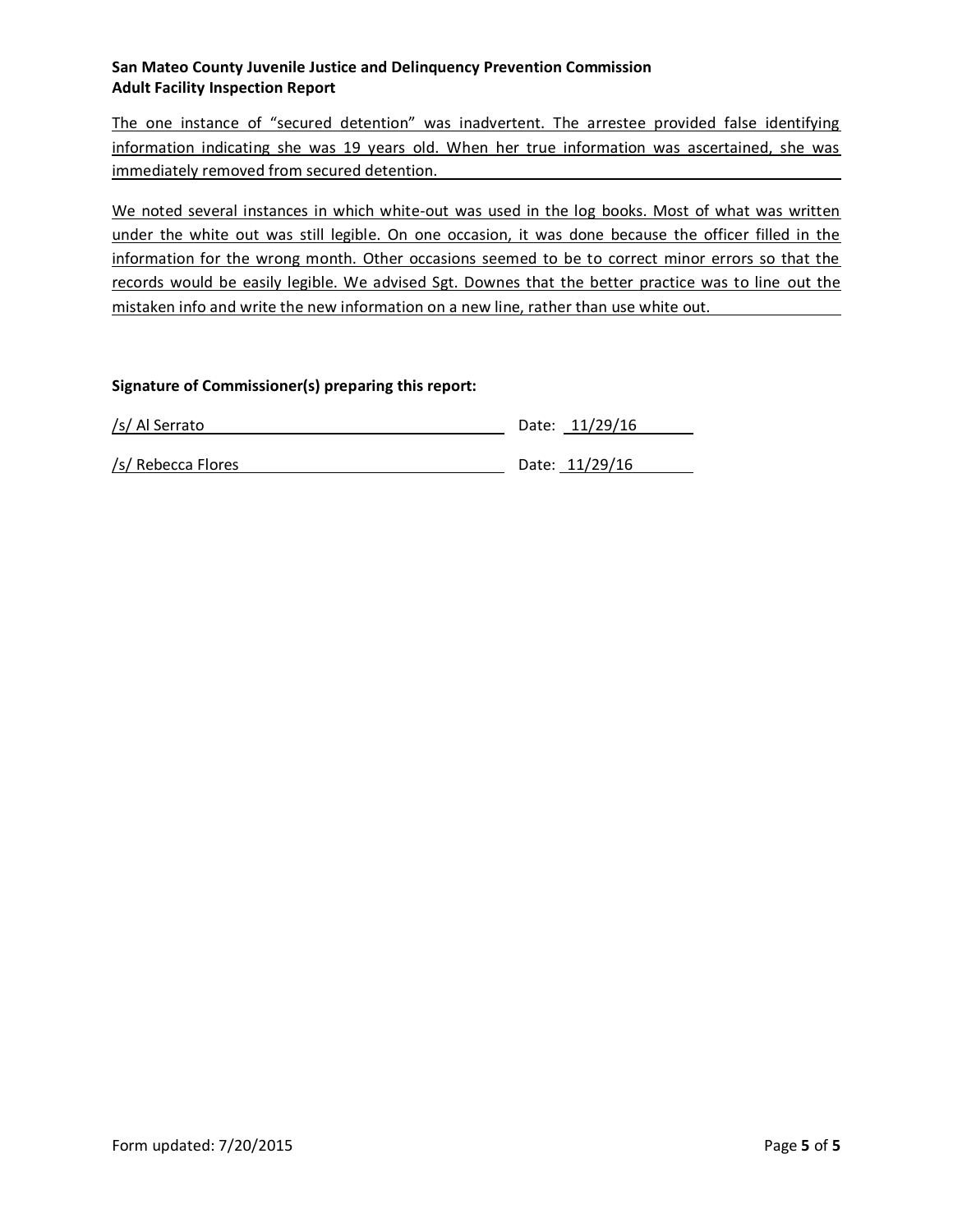The one instance of "secured detention" was inadvertent. The arrestee provided false identifying information indicating she was 19 years old. When her true information was ascertained, she was immediately removed from secured detention.

We noted several instances in which white-out was used in the log books. Most of what was written under the white out was still legible. On one occasion, it was done because the officer filled in the information for the wrong month. Other occasions seemed to be to correct minor errors so that the records would be easily legible. We advised Sgt. Downes that the better practice was to line out the mistaken info and write the new information on a new line, rather than use white out.

**Signature of Commissioner(s) preparing this report:**

/s/ Al Serrato Date: 11/29/16

/s/ Rebecca Flores Date: 11/29/16